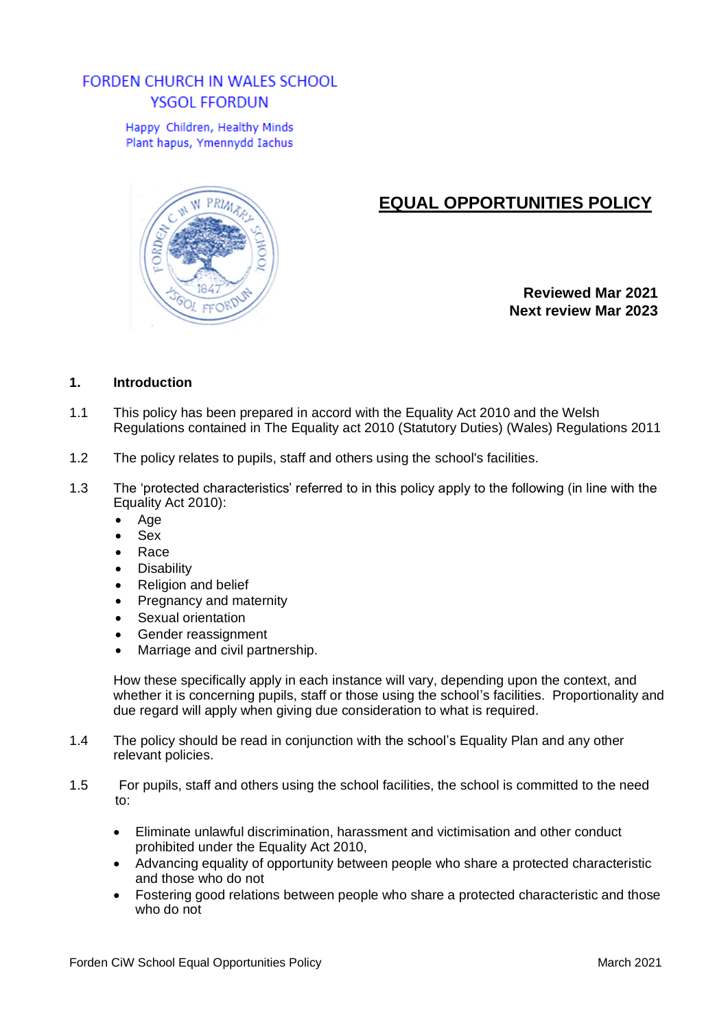FORDEN CHURCH IN WALES SCHOOL
YSGOL FFORDUN

Happy Children, Healthy Minds
Plant hapus, Ymennydd Iachus

# EQUAL OPPORTUNITIES POLICY

**Reviewed Mar 2021**
**Next review Mar 2023**

## 1. Introduction

1.1 This policy has been prepared in accord with the Equality Act 2010 and the Welsh Regulations contained in The Equality act 2010 (Statutory Duties) (Wales) Regulations 2011

1.2 The policy relates to pupils, staff and others using the school's facilities.

1.3 The 'protected characteristics' referred to in this policy apply to the following (in line with the Equality Act 2010):

- Age
- Sex
- Race
- Disability
- Religion and belief
- Pregnancy and maternity
- Sexual orientation
- Gender reassignment
- Marriage and civil partnership.

How these specifically apply in each instance will vary, depending upon the context, and whether it is concerning pupils, staff or those using the school's facilities. Proportionality and due regard will apply when giving due consideration to what is required.

1.4 The policy should be read in conjunction with the school's Equality Plan and any other relevant policies.

1.5 For pupils, staff and others using the school facilities, the school is committed to the need to:

- Eliminate unlawful discrimination, harassment and victimisation and other conduct prohibited under the Equality Act 2010,
- Advancing equality of opportunity between people who share a protected characteristic and those who do not
- Fostering good relations between people who share a protected characteristic and those who do not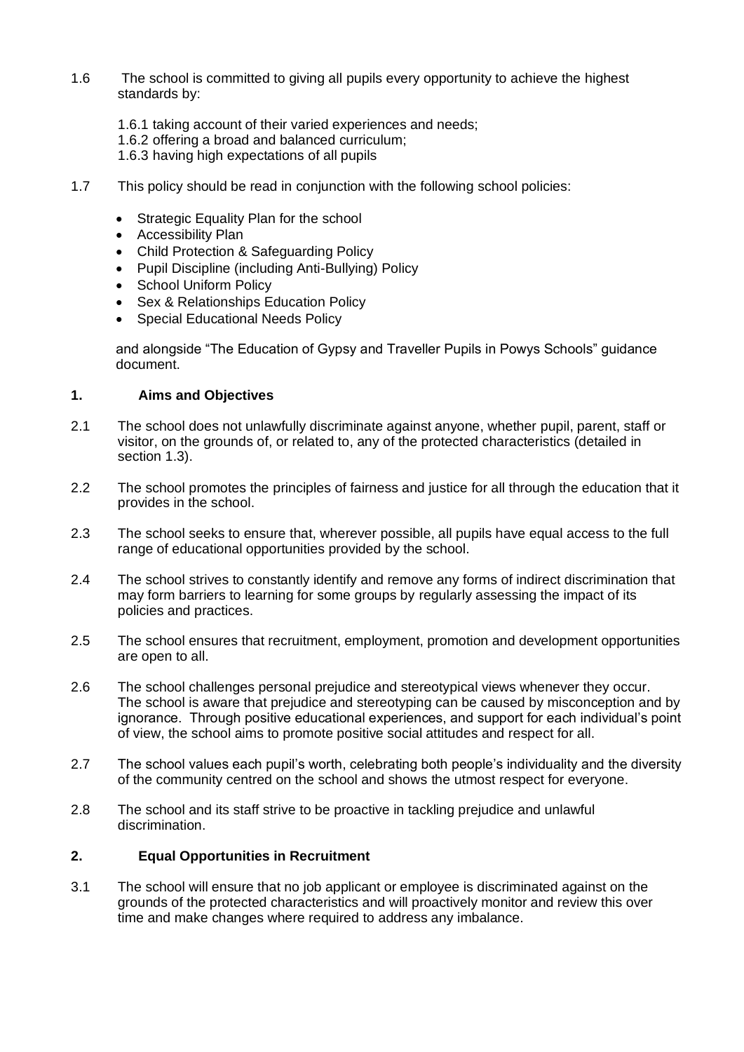1.6 The school is committed to giving all pupils every opportunity to achieve the highest standards by:

   1.6.1 taking account of their varied experiences and needs;
   1.6.2 offering a broad and balanced curriculum;
   1.6.3 having high expectations of all pupils

1.7 This policy should be read in conjunction with the following school policies:

- Strategic Equality Plan for the school
- Accessibility Plan
- Child Protection & Safeguarding Policy
- Pupil Discipline (including Anti-Bullying) Policy
- School Uniform Policy
- Sex & Relationships Education Policy
- Special Educational Needs Policy

and alongside "The Education of Gypsy and Traveller Pupils in Powys Schools" guidance document.

## 1. Aims and Objectives

2.1 The school does not unlawfully discriminate against anyone, whether pupil, parent, staff or visitor, on the grounds of, or related to, any of the protected characteristics (detailed in section 1.3).

2.2 The school promotes the principles of fairness and justice for all through the education that it provides in the school.

2.3 The school seeks to ensure that, wherever possible, all pupils have equal access to the full range of educational opportunities provided by the school.

2.4 The school strives to constantly identify and remove any forms of indirect discrimination that may form barriers to learning for some groups by regularly assessing the impact of its policies and practices.

2.5 The school ensures that recruitment, employment, promotion and development opportunities are open to all.

2.6 The school challenges personal prejudice and stereotypical views whenever they occur. The school is aware that prejudice and stereotyping can be caused by misconception and by ignorance. Through positive educational experiences, and support for each individual's point of view, the school aims to promote positive social attitudes and respect for all.

2.7 The school values each pupil's worth, celebrating both people's individuality and the diversity of the community centred on the school and shows the utmost respect for everyone.

2.8 The school and its staff strive to be proactive in tackling prejudice and unlawful discrimination.

## 2. Equal Opportunities in Recruitment

3.1 The school will ensure that no job applicant or employee is discriminated against on the grounds of the protected characteristics and will proactively monitor and review this over time and make changes where required to address any imbalance.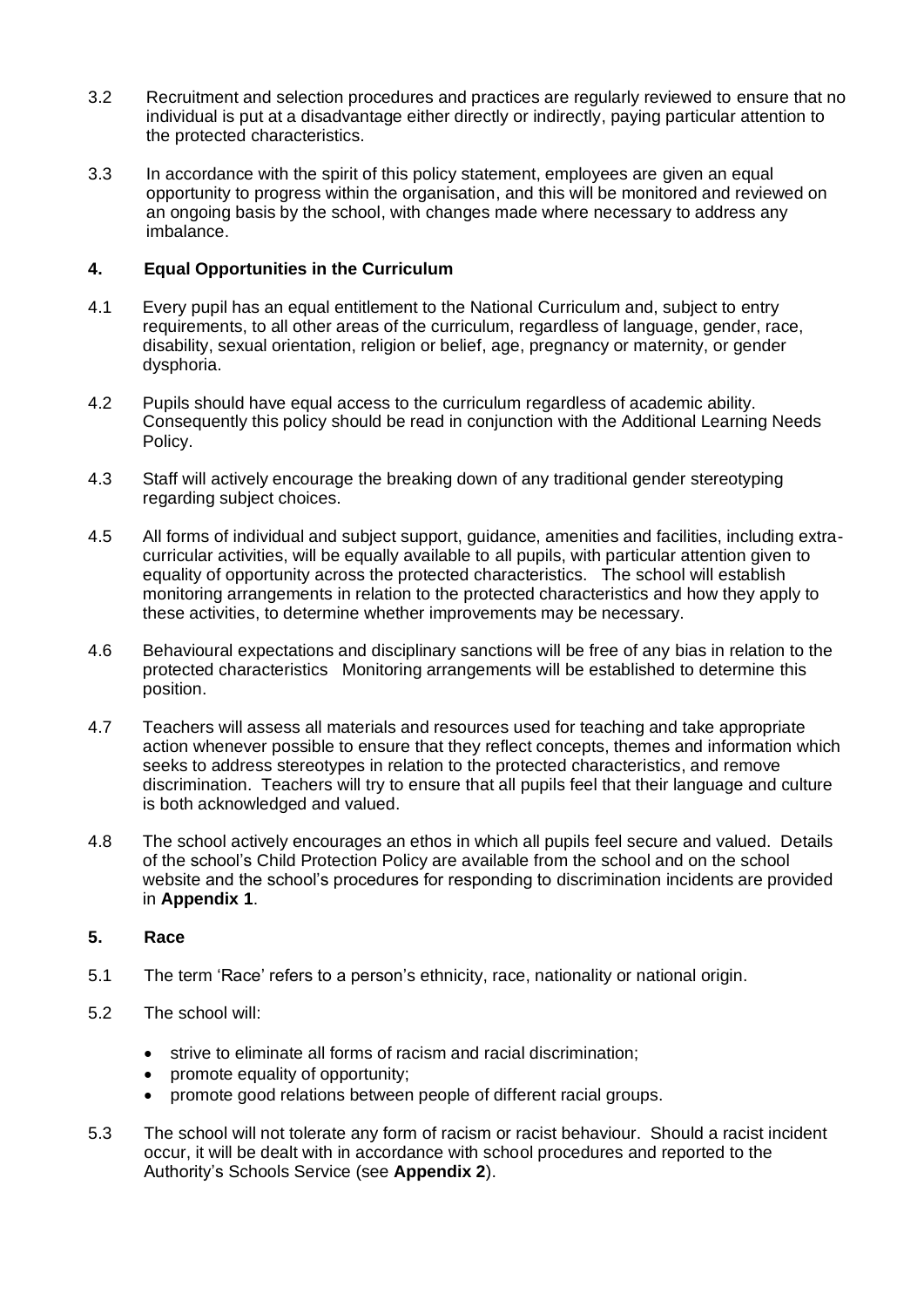3.2 Recruitment and selection procedures and practices are regularly reviewed to ensure that no individual is put at a disadvantage either directly or indirectly, paying particular attention to the protected characteristics.

3.3 In accordance with the spirit of this policy statement, employees are given an equal opportunity to progress within the organisation, and this will be monitored and reviewed on an ongoing basis by the school, with changes made where necessary to address any imbalance.

## 4. Equal Opportunities in the Curriculum

4.1 Every pupil has an equal entitlement to the National Curriculum and, subject to entry requirements, to all other areas of the curriculum, regardless of language, gender, race, disability, sexual orientation, religion or belief, age, pregnancy or maternity, or gender dysphoria.

4.2 Pupils should have equal access to the curriculum regardless of academic ability. Consequently this policy should be read in conjunction with the Additional Learning Needs Policy.

4.3 Staff will actively encourage the breaking down of any traditional gender stereotyping regarding subject choices.

4.5 All forms of individual and subject support, guidance, amenities and facilities, including extra-curricular activities, will be equally available to all pupils, with particular attention given to equality of opportunity across the protected characteristics. The school will establish monitoring arrangements in relation to the protected characteristics and how they apply to these activities, to determine whether improvements may be necessary.

4.6 Behavioural expectations and disciplinary sanctions will be free of any bias in relation to the protected characteristics Monitoring arrangements will be established to determine this position.

4.7 Teachers will assess all materials and resources used for teaching and take appropriate action whenever possible to ensure that they reflect concepts, themes and information which seeks to address stereotypes in relation to the protected characteristics, and remove discrimination. Teachers will try to ensure that all pupils feel that their language and culture is both acknowledged and valued.

4.8 The school actively encourages an ethos in which all pupils feel secure and valued. Details of the school's Child Protection Policy are available from the school and on the school website and the school's procedures for responding to discrimination incidents are provided in **Appendix 1**.

## 5. Race

5.1 The term 'Race' refers to a person's ethnicity, race, nationality or national origin.

5.2 The school will:

- strive to eliminate all forms of racism and racial discrimination;
- promote equality of opportunity;
- promote good relations between people of different racial groups.

5.3 The school will not tolerate any form of racism or racist behaviour. Should a racist incident occur, it will be dealt with in accordance with school procedures and reported to the Authority's Schools Service (see **Appendix 2**).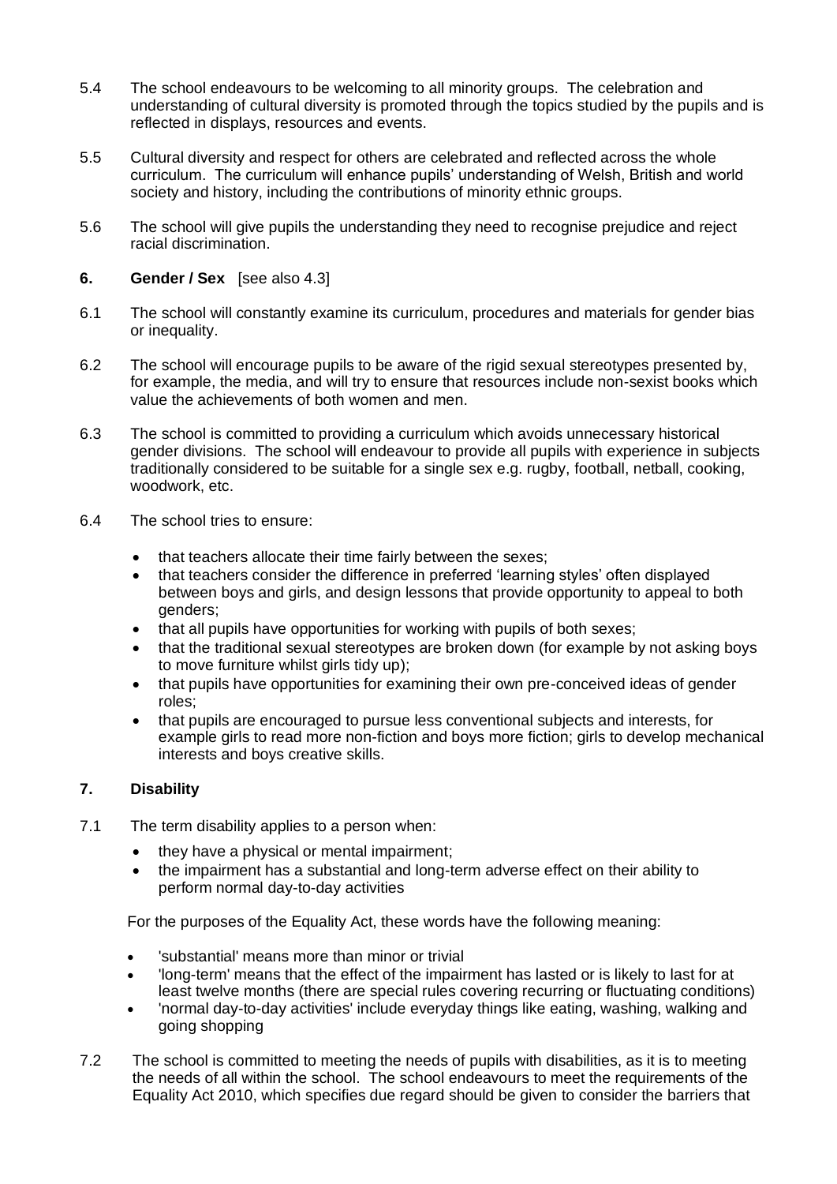5.4 The school endeavours to be welcoming to all minority groups. The celebration and understanding of cultural diversity is promoted through the topics studied by the pupils and is reflected in displays, resources and events.

5.5 Cultural diversity and respect for others are celebrated and reflected across the whole curriculum. The curriculum will enhance pupils' understanding of Welsh, British and world society and history, including the contributions of minority ethnic groups.

5.6 The school will give pupils the understanding they need to recognise prejudice and reject racial discrimination.

## 6. Gender / Sex [see also 4.3]

6.1 The school will constantly examine its curriculum, procedures and materials for gender bias or inequality.

6.2 The school will encourage pupils to be aware of the rigid sexual stereotypes presented by, for example, the media, and will try to ensure that resources include non-sexist books which value the achievements of both women and men.

6.3 The school is committed to providing a curriculum which avoids unnecessary historical gender divisions. The school will endeavour to provide all pupils with experience in subjects traditionally considered to be suitable for a single sex e.g. rugby, football, netball, cooking, woodwork, etc.

6.4 The school tries to ensure:

- that teachers allocate their time fairly between the sexes;
- that teachers consider the difference in preferred 'learning styles' often displayed between boys and girls, and design lessons that provide opportunity to appeal to both genders;
- that all pupils have opportunities for working with pupils of both sexes;
- that the traditional sexual stereotypes are broken down (for example by not asking boys to move furniture whilst girls tidy up);
- that pupils have opportunities for examining their own pre-conceived ideas of gender roles;
- that pupils are encouraged to pursue less conventional subjects and interests, for example girls to read more non-fiction and boys more fiction; girls to develop mechanical interests and boys creative skills.

## 7. Disability

7.1 The term disability applies to a person when:

- they have a physical or mental impairment;
- the impairment has a substantial and long-term adverse effect on their ability to perform normal day-to-day activities

For the purposes of the Equality Act, these words have the following meaning:

- 'substantial' means more than minor or trivial
- 'long-term' means that the effect of the impairment has lasted or is likely to last for at least twelve months (there are special rules covering recurring or fluctuating conditions)
- 'normal day-to-day activities' include everyday things like eating, washing, walking and going shopping

7.2 The school is committed to meeting the needs of pupils with disabilities, as it is to meeting the needs of all within the school. The school endeavours to meet the requirements of the Equality Act 2010, which specifies due regard should be given to consider the barriers that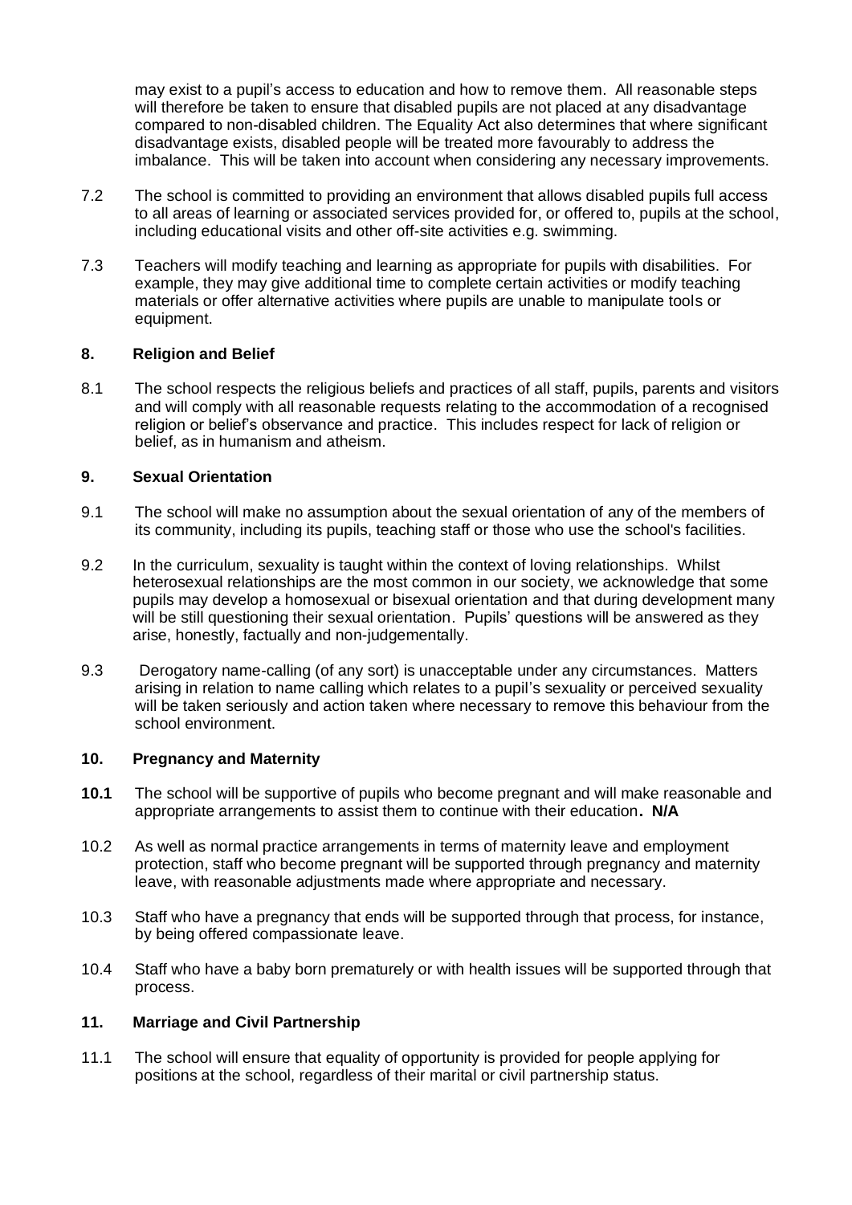may exist to a pupil's access to education and how to remove them. All reasonable steps will therefore be taken to ensure that disabled pupils are not placed at any disadvantage compared to non-disabled children. The Equality Act also determines that where significant disadvantage exists, disabled people will be treated more favourably to address the imbalance. This will be taken into account when considering any necessary improvements.

7.2 The school is committed to providing an environment that allows disabled pupils full access to all areas of learning or associated services provided for, or offered to, pupils at the school, including educational visits and other off-site activities e.g. swimming.

7.3 Teachers will modify teaching and learning as appropriate for pupils with disabilities. For example, they may give additional time to complete certain activities or modify teaching materials or offer alternative activities where pupils are unable to manipulate tools or equipment.

## 8. Religion and Belief

8.1 The school respects the religious beliefs and practices of all staff, pupils, parents and visitors and will comply with all reasonable requests relating to the accommodation of a recognised religion or belief's observance and practice. This includes respect for lack of religion or belief, as in humanism and atheism.

## 9. Sexual Orientation

9.1 The school will make no assumption about the sexual orientation of any of the members of its community, including its pupils, teaching staff or those who use the school's facilities.

9.2 In the curriculum, sexuality is taught within the context of loving relationships. Whilst heterosexual relationships are the most common in our society, we acknowledge that some pupils may develop a homosexual or bisexual orientation and that during development many will be still questioning their sexual orientation. Pupils' questions will be answered as they arise, honestly, factually and non-judgementally.

9.3 Derogatory name-calling (of any sort) is unacceptable under any circumstances. Matters arising in relation to name calling which relates to a pupil's sexuality or perceived sexuality will be taken seriously and action taken where necessary to remove this behaviour from the school environment.

## 10. Pregnancy and Maternity

**10.1** The school will be supportive of pupils who become pregnant and will make reasonable and appropriate arrangements to assist them to continue with their education**. N/A**

10.2 As well as normal practice arrangements in terms of maternity leave and employment protection, staff who become pregnant will be supported through pregnancy and maternity leave, with reasonable adjustments made where appropriate and necessary.

10.3 Staff who have a pregnancy that ends will be supported through that process, for instance, by being offered compassionate leave.

10.4 Staff who have a baby born prematurely or with health issues will be supported through that process.

## 11. Marriage and Civil Partnership

11.1 The school will ensure that equality of opportunity is provided for people applying for positions at the school, regardless of their marital or civil partnership status.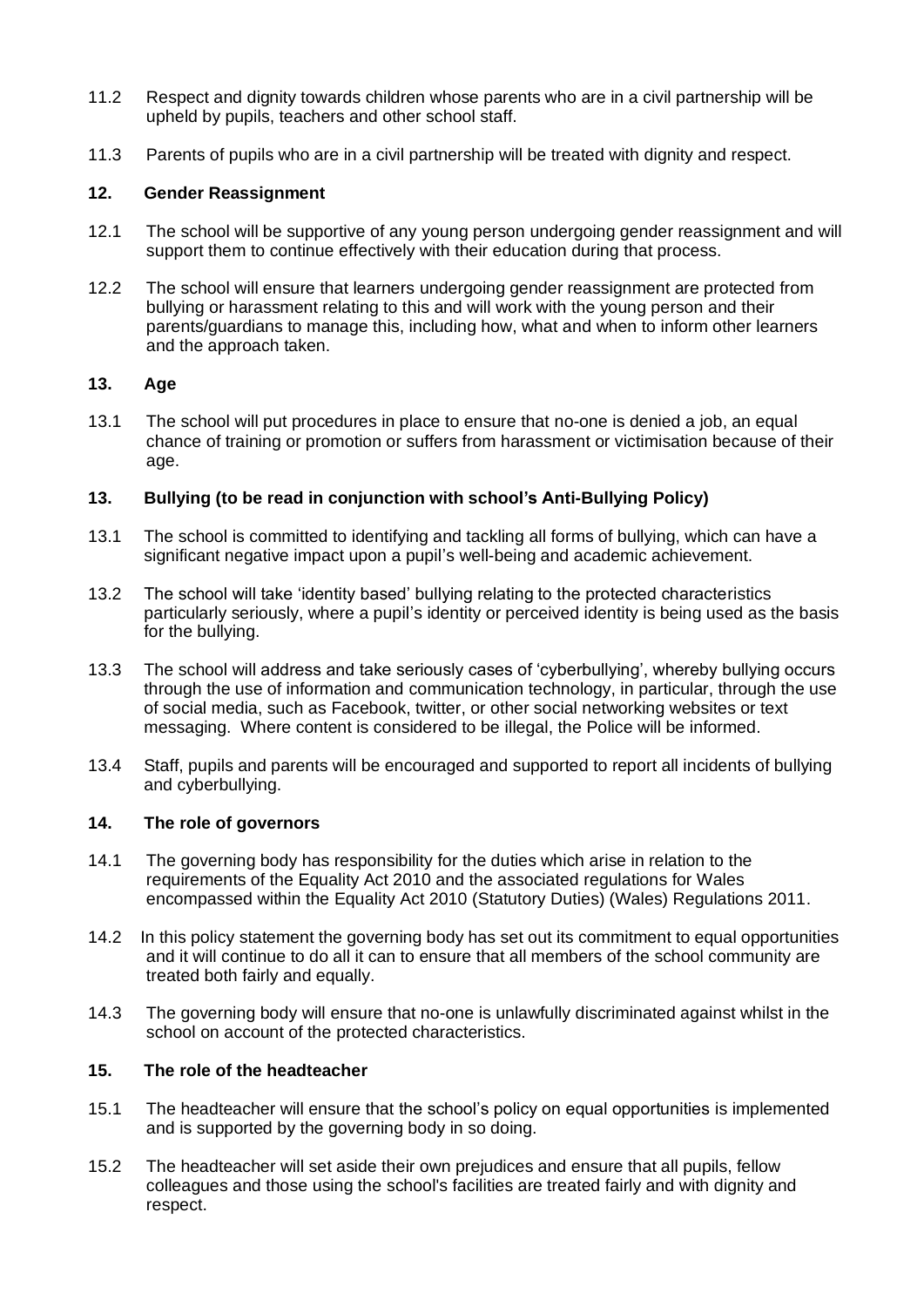11.2 Respect and dignity towards children whose parents who are in a civil partnership will be upheld by pupils, teachers and other school staff.

11.3 Parents of pupils who are in a civil partnership will be treated with dignity and respect.

## 12. Gender Reassignment

12.1 The school will be supportive of any young person undergoing gender reassignment and will support them to continue effectively with their education during that process.

12.2 The school will ensure that learners undergoing gender reassignment are protected from bullying or harassment relating to this and will work with the young person and their parents/guardians to manage this, including how, what and when to inform other learners and the approach taken.

## 13. Age

13.1 The school will put procedures in place to ensure that no-one is denied a job, an equal chance of training or promotion or suffers from harassment or victimisation because of their age.

## 13. Bullying (to be read in conjunction with school's Anti-Bullying Policy)

13.1 The school is committed to identifying and tackling all forms of bullying, which can have a significant negative impact upon a pupil's well-being and academic achievement.

13.2 The school will take 'identity based' bullying relating to the protected characteristics particularly seriously, where a pupil's identity or perceived identity is being used as the basis for the bullying.

13.3 The school will address and take seriously cases of 'cyberbullying', whereby bullying occurs through the use of information and communication technology, in particular, through the use of social media, such as Facebook, twitter, or other social networking websites or text messaging. Where content is considered to be illegal, the Police will be informed.

13.4 Staff, pupils and parents will be encouraged and supported to report all incidents of bullying and cyberbullying.

## 14. The role of governors

14.1 The governing body has responsibility for the duties which arise in relation to the requirements of the Equality Act 2010 and the associated regulations for Wales encompassed within the Equality Act 2010 (Statutory Duties) (Wales) Regulations 2011.

14.2 In this policy statement the governing body has set out its commitment to equal opportunities and it will continue to do all it can to ensure that all members of the school community are treated both fairly and equally.

14.3 The governing body will ensure that no-one is unlawfully discriminated against whilst in the school on account of the protected characteristics.

## 15. The role of the headteacher

15.1 The headteacher will ensure that the school's policy on equal opportunities is implemented and is supported by the governing body in so doing.

15.2 The headteacher will set aside their own prejudices and ensure that all pupils, fellow colleagues and those using the school's facilities are treated fairly and with dignity and respect.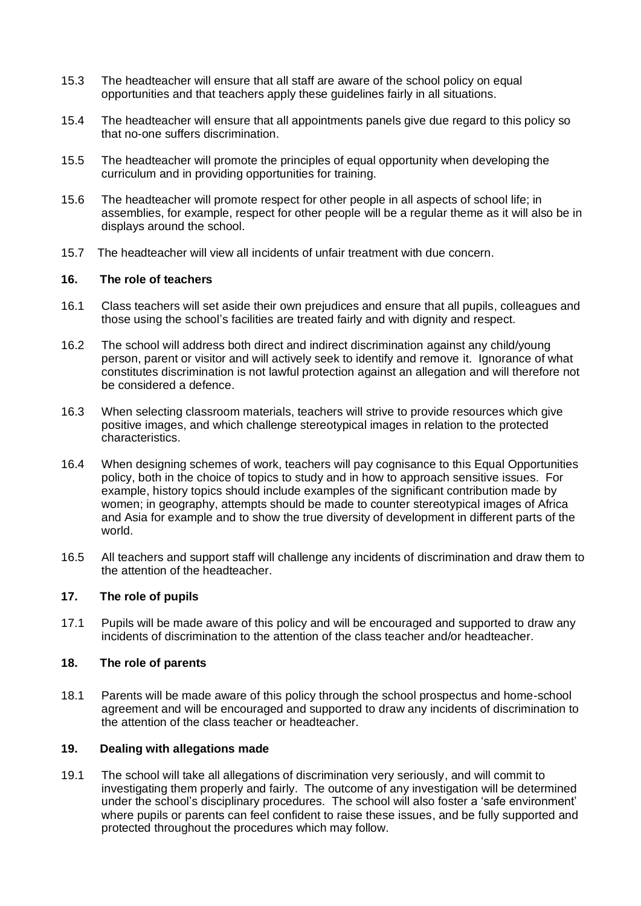15.3 The headteacher will ensure that all staff are aware of the school policy on equal opportunities and that teachers apply these guidelines fairly in all situations.

15.4 The headteacher will ensure that all appointments panels give due regard to this policy so that no-one suffers discrimination.

15.5 The headteacher will promote the principles of equal opportunity when developing the curriculum and in providing opportunities for training.

15.6 The headteacher will promote respect for other people in all aspects of school life; in assemblies, for example, respect for other people will be a regular theme as it will also be in displays around the school.

15.7 The headteacher will view all incidents of unfair treatment with due concern.

## 16. The role of teachers

16.1 Class teachers will set aside their own prejudices and ensure that all pupils, colleagues and those using the school's facilities are treated fairly and with dignity and respect.

16.2 The school will address both direct and indirect discrimination against any child/young person, parent or visitor and will actively seek to identify and remove it. Ignorance of what constitutes discrimination is not lawful protection against an allegation and will therefore not be considered a defence.

16.3 When selecting classroom materials, teachers will strive to provide resources which give positive images, and which challenge stereotypical images in relation to the protected characteristics.

16.4 When designing schemes of work, teachers will pay cognisance to this Equal Opportunities policy, both in the choice of topics to study and in how to approach sensitive issues. For example, history topics should include examples of the significant contribution made by women; in geography, attempts should be made to counter stereotypical images of Africa and Asia for example and to show the true diversity of development in different parts of the world.

16.5 All teachers and support staff will challenge any incidents of discrimination and draw them to the attention of the headteacher.

## 17. The role of pupils

17.1 Pupils will be made aware of this policy and will be encouraged and supported to draw any incidents of discrimination to the attention of the class teacher and/or headteacher.

## 18. The role of parents

18.1 Parents will be made aware of this policy through the school prospectus and home-school agreement and will be encouraged and supported to draw any incidents of discrimination to the attention of the class teacher or headteacher.

## 19. Dealing with allegations made

19.1 The school will take all allegations of discrimination very seriously, and will commit to investigating them properly and fairly. The outcome of any investigation will be determined under the school's disciplinary procedures. The school will also foster a 'safe environment' where pupils or parents can feel confident to raise these issues, and be fully supported and protected throughout the procedures which may follow.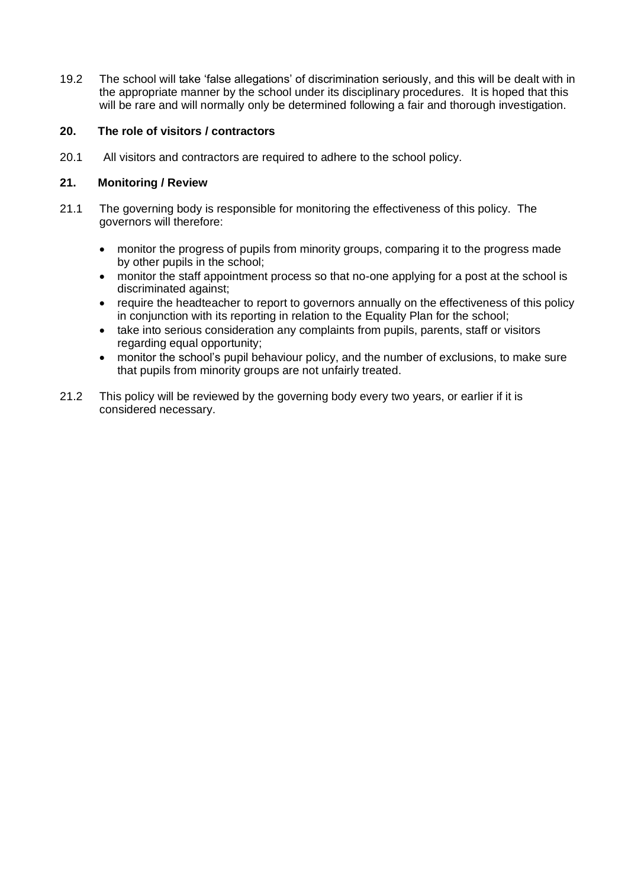19.2 The school will take 'false allegations' of discrimination seriously, and this will be dealt with in the appropriate manner by the school under its disciplinary procedures. It is hoped that this will be rare and will normally only be determined following a fair and thorough investigation.

## 20. The role of visitors / contractors

20.1 All visitors and contractors are required to adhere to the school policy.

## 21. Monitoring / Review

21.1 The governing body is responsible for monitoring the effectiveness of this policy. The governors will therefore:

- monitor the progress of pupils from minority groups, comparing it to the progress made by other pupils in the school;
- monitor the staff appointment process so that no-one applying for a post at the school is discriminated against;
- require the headteacher to report to governors annually on the effectiveness of this policy in conjunction with its reporting in relation to the Equality Plan for the school;
- take into serious consideration any complaints from pupils, parents, staff or visitors regarding equal opportunity;
- monitor the school's pupil behaviour policy, and the number of exclusions, to make sure that pupils from minority groups are not unfairly treated.

21.2 This policy will be reviewed by the governing body every two years, or earlier if it is considered necessary.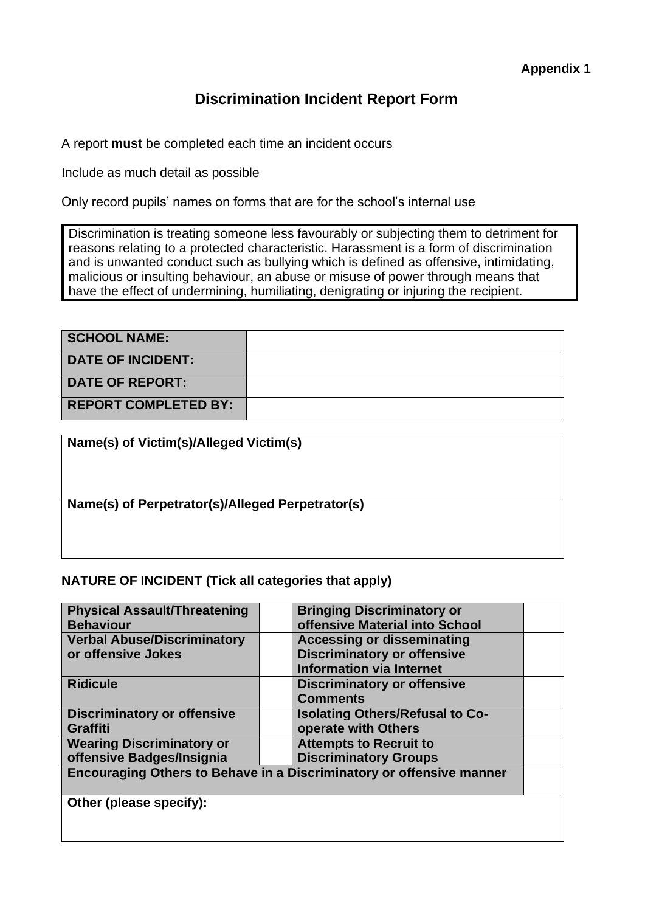**Appendix 1**

# Discrimination Incident Report Form

A report **must** be completed each time an incident occurs

Include as much detail as possible

Only record pupils' names on forms that are for the school's internal use

> Discrimination is treating someone less favourably or subjecting them to detriment for reasons relating to a protected characteristic. Harassment is a form of discrimination and is unwanted conduct such as bullying which is defined as offensive, intimidating, malicious or insulting behaviour, an abuse or misuse of power through means that have the effect of undermining, humiliating, denigrating or injuring the recipient.

| | |
|---|---|
| **SCHOOL NAME:** | |
| **DATE OF INCIDENT:** | |
| **DATE OF REPORT:** | |
| **REPORT COMPLETED BY:** | |

| |
|---|
| **Name(s) of Victim(s)/Alleged Victim(s)** |
| **Name(s) of Perpetrator(s)/Alleged Perpetrator(s)** |

**NATURE OF INCIDENT (Tick all categories that apply)**

| | | | |
|---|---|---|---|
| **Physical Assault/Threatening Behaviour** | | **Bringing Discriminatory or offensive Material into School** | |
| **Verbal Abuse/Discriminatory or offensive Jokes** | | **Accessing or disseminating Discriminatory or offensive Information via Internet** | |
| **Ridicule** | | **Discriminatory or offensive Comments** | |
| **Discriminatory or offensive Graffiti** | | **Isolating Others/Refusal to Co-operate with Others** | |
| **Wearing Discriminatory or offensive Badges/Insignia** | | **Attempts to Recruit to Discriminatory Groups** | |
| **Encouraging Others to Behave in a Discriminatory or offensive manner** | | | |
| **Other (please specify):** | | | |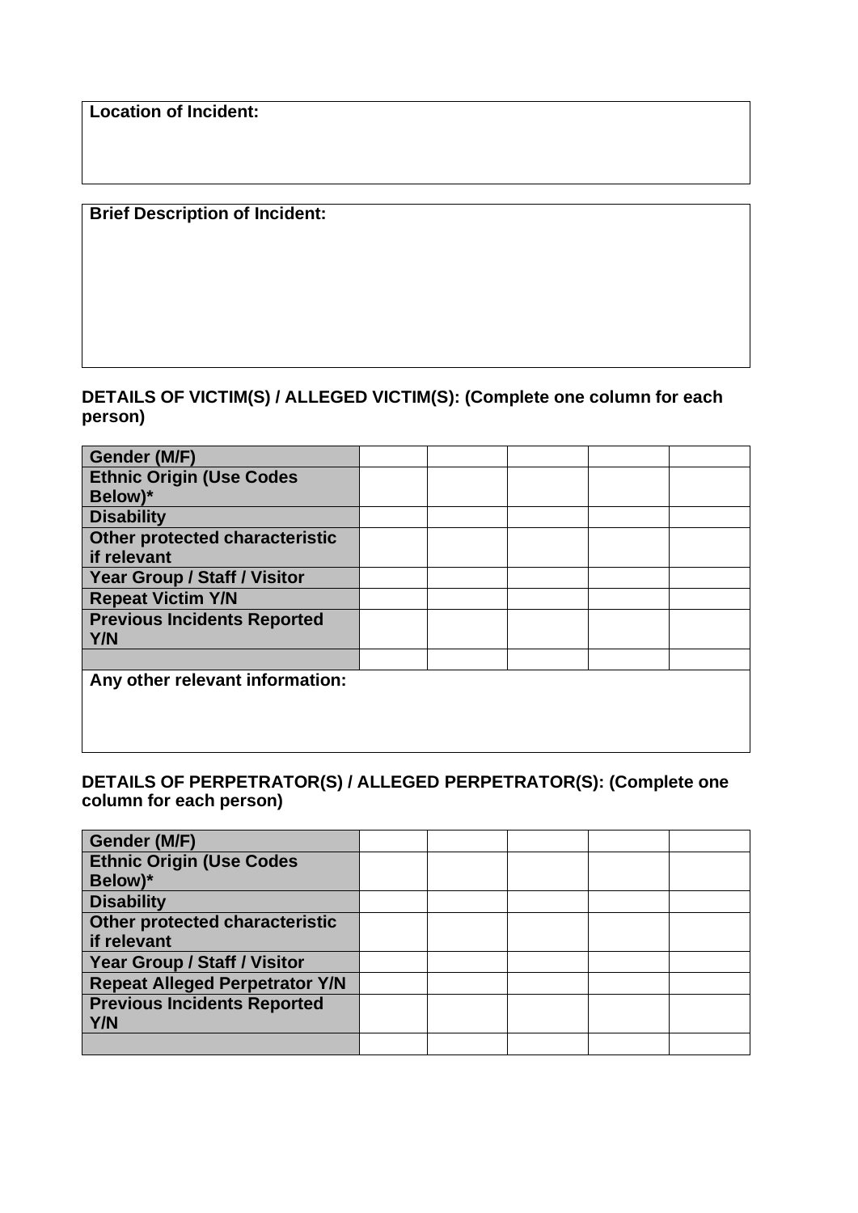**Location of Incident:**

**Brief Description of Incident:**

**DETAILS OF VICTIM(S) / ALLEGED VICTIM(S): (Complete one column for each person)**

| | | | | | |
|---|---|---|---|---|---|
| **Gender (M/F)** | | | | | |
| **Ethnic Origin (Use Codes Below)*** | | | | | |
| **Disability** | | | | | |
| **Other protected characteristic if relevant** | | | | | |
| **Year Group / Staff / Visitor** | | | | | |
| **Repeat Victim Y/N** | | | | | |
| **Previous Incidents Reported Y/N** | | | | | |
| | | | | | |

**Any other relevant information:**

**DETAILS OF PERPETRATOR(S) / ALLEGED PERPETRATOR(S): (Complete one column for each person)**

| | | | | | |
|---|---|---|---|---|---|
| **Gender (M/F)** | | | | | |
| **Ethnic Origin (Use Codes Below)*** | | | | | |
| **Disability** | | | | | |
| **Other protected characteristic if relevant** | | | | | |
| **Year Group / Staff / Visitor** | | | | | |
| **Repeat Alleged Perpetrator Y/N** | | | | | |
| **Previous Incidents Reported Y/N** | | | | | |
| | | | | | |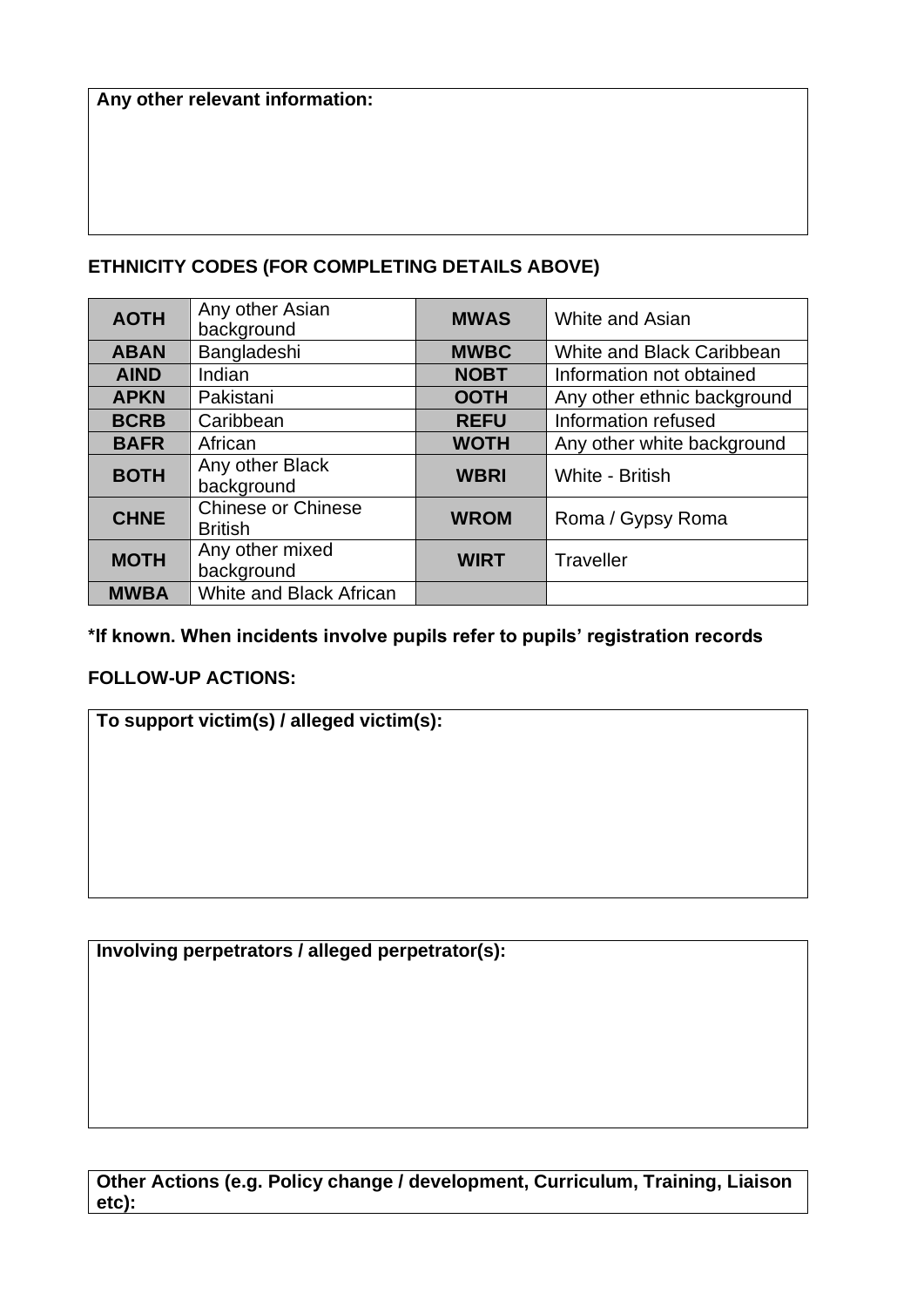**Any other relevant information:**

## ETHNICITY CODES (FOR COMPLETING DETAILS ABOVE)

| | | | |
|---|---|---|---|
| **AOTH** | Any other Asian background | **MWAS** | White and Asian |
| **ABAN** | Bangladeshi | **MWBC** | White and Black Caribbean |
| **AIND** | Indian | **NOBT** | Information not obtained |
| **APKN** | Pakistani | **OOTH** | Any other ethnic background |
| **BCRB** | Caribbean | **REFU** | Information refused |
| **BAFR** | African | **WOTH** | Any other white background |
| **BOTH** | Any other Black background | **WBRI** | White - British |
| **CHNE** | Chinese or Chinese British | **WROM** | Roma / Gypsy Roma |
| **MOTH** | Any other mixed background | **WIRT** | Traveller |
| **MWBA** | White and Black African | | |

**\*If known. When incidents involve pupils refer to pupils' registration records**

**FOLLOW-UP ACTIONS:**

**To support victim(s) / alleged victim(s):**

**Involving perpetrators / alleged perpetrator(s):**

**Other Actions (e.g. Policy change / development, Curriculum, Training, Liaison etc):**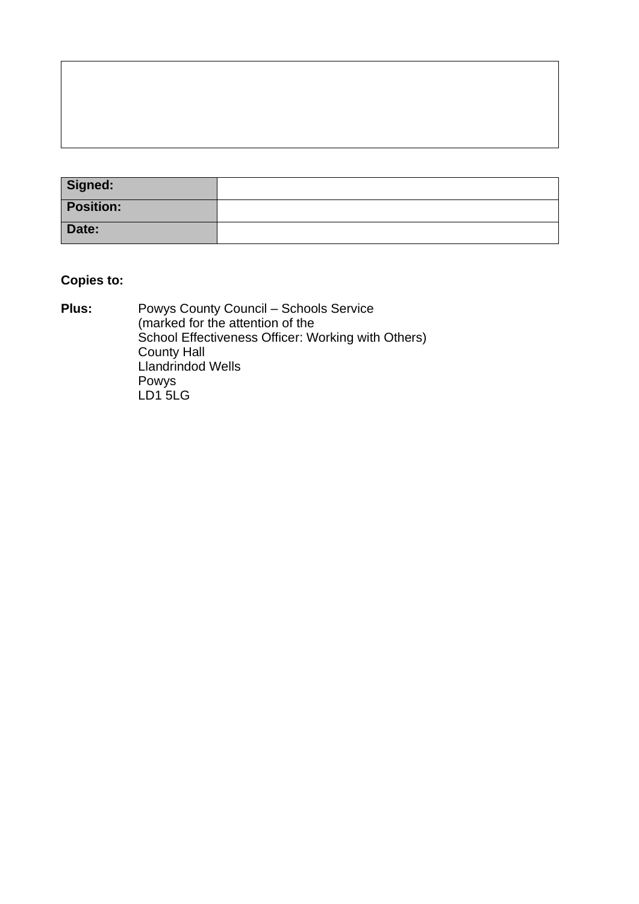| | |
|---|---|
| | |

| **Signed:** | |
|---|---|
| **Position:** | |
| **Date:** | |

**Copies to:**

**Plus:** Powys County Council – Schools Service
(marked for the attention of the
School Effectiveness Officer: Working with Others)
County Hall
Llandrindod Wells
Powys
LD1 5LG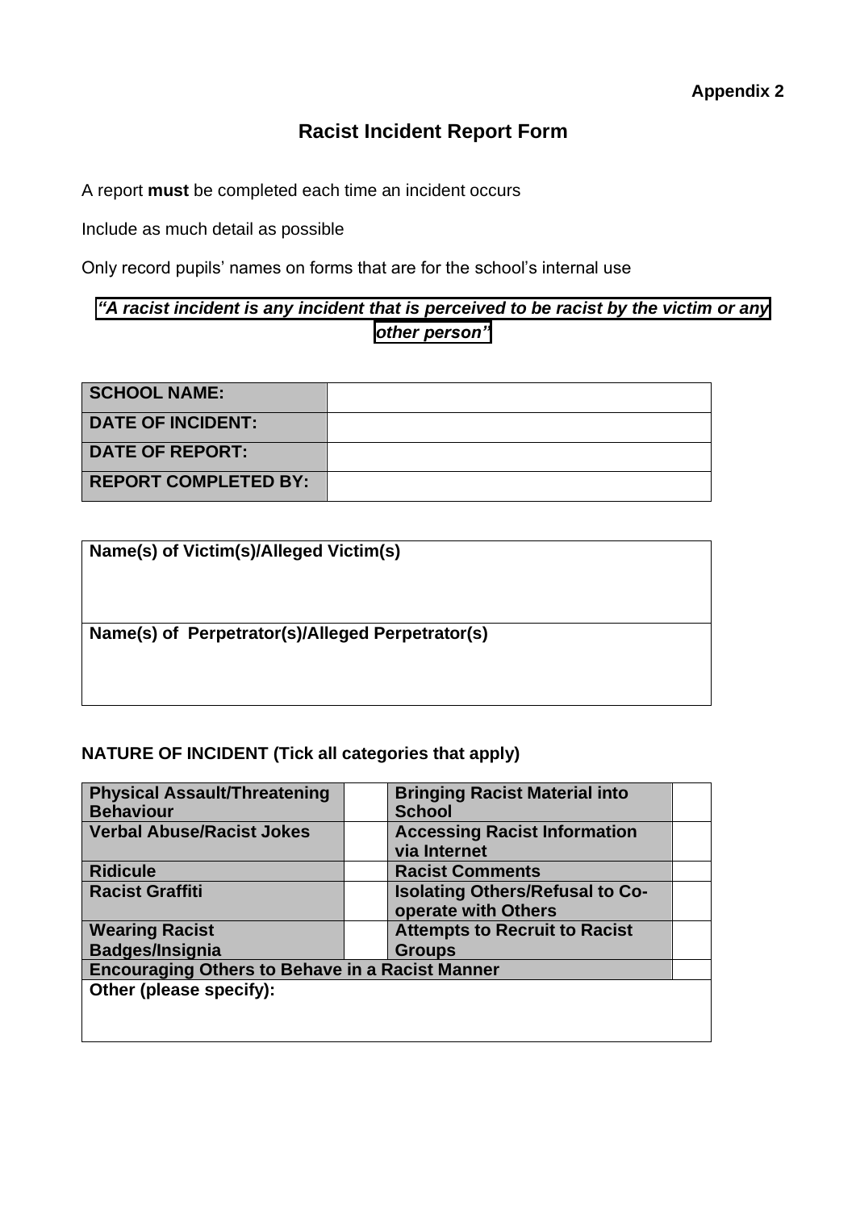**Appendix 2**

# Racist Incident Report Form

A report **must** be completed each time an incident occurs

Include as much detail as possible

Only record pupils' names on forms that are for the school's internal use

***"A racist incident is any incident that is perceived to be racist by the victim or any other person"***

| **SCHOOL NAME:** | |
|---|---|
| **DATE OF INCIDENT:** | |
| **DATE OF REPORT:** | |
| **REPORT COMPLETED BY:** | |

| **Name(s) of Victim(s)/Alleged Victim(s)** |
|---|
| **Name(s) of Perpetrator(s)/Alleged Perpetrator(s)** |

**NATURE OF INCIDENT (Tick all categories that apply)**

| **Physical Assault/Threatening Behaviour** | | **Bringing Racist Material into School** | |
|---|---|---|---|
| **Verbal Abuse/Racist Jokes** | | **Accessing Racist Information via Internet** | |
| **Ridicule** | | **Racist Comments** | |
| **Racist Graffiti** | | **Isolating Others/Refusal to Co-operate with Others** | |
| **Wearing Racist Badges/Insignia** | | **Attempts to Recruit to Racist Groups** | |
| **Encouraging Others to Behave in a Racist Manner** | | | |
| **Other (please specify):** | | | |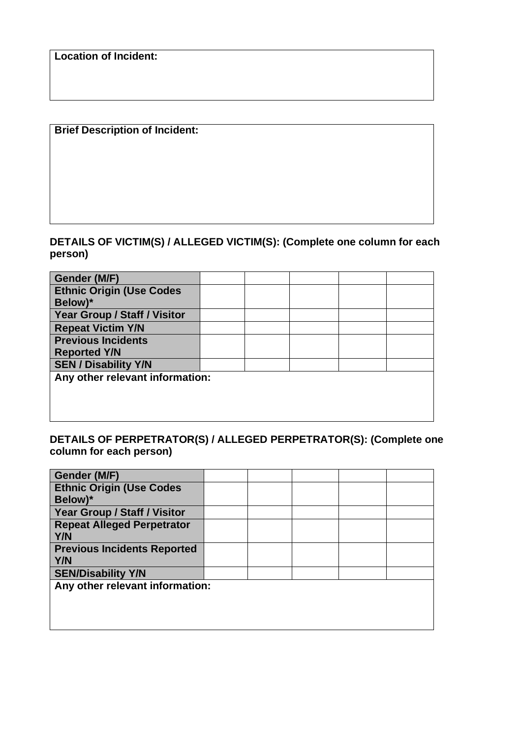| **Location of Incident:** |
| --- |
| |

| **Brief Description of Incident:** |
| --- |
| |

**DETAILS OF VICTIM(S) / ALLEGED VICTIM(S): (Complete one column for each person)**

| **Gender (M/F)** | | | | | |
| --- | --- | --- | --- | --- | --- |
| **Ethnic Origin (Use Codes Below)*** | | | | | |
| **Year Group / Staff / Visitor** | | | | | |
| **Repeat Victim Y/N** | | | | | |
| **Previous Incidents Reported Y/N** | | | | | |
| **SEN / Disability Y/N** | | | | | |
| **Any other relevant information:** | | | | | |

**DETAILS OF PERPETRATOR(S) / ALLEGED PERPETRATOR(S): (Complete one column for each person)**

| **Gender (M/F)** | | | | | |
| --- | --- | --- | --- | --- | --- |
| **Ethnic Origin (Use Codes Below)*** | | | | | |
| **Year Group / Staff / Visitor** | | | | | |
| **Repeat Alleged Perpetrator Y/N** | | | | | |
| **Previous Incidents Reported Y/N** | | | | | |
| **SEN/Disability Y/N** | | | | | |
| **Any other relevant information:** | | | | | |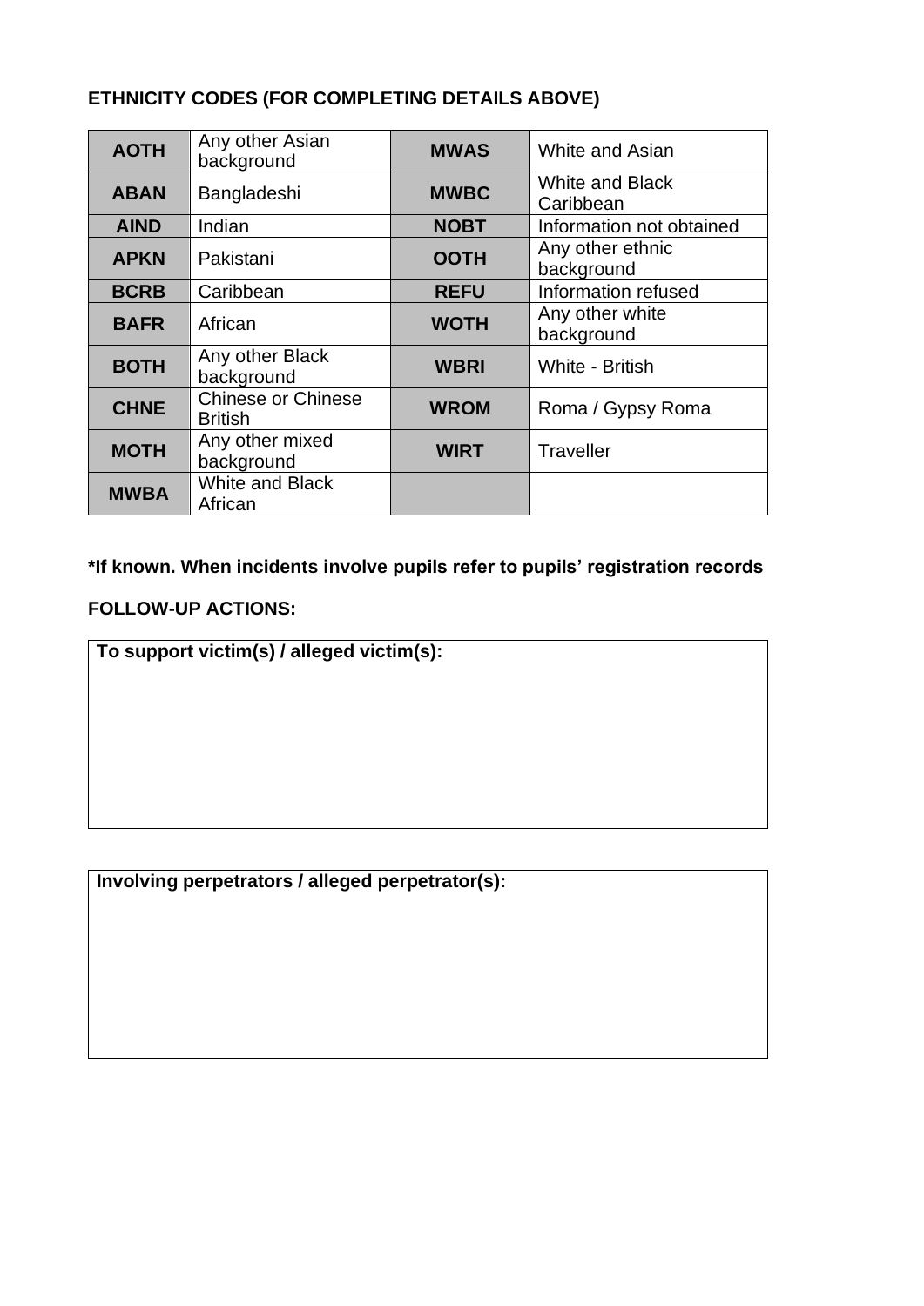**ETHNICITY CODES (FOR COMPLETING DETAILS ABOVE)**

| **AOTH** | Any other Asian background | **MWAS** | White and Asian |
|---|---|---|---|
| **ABAN** | Bangladeshi | **MWBC** | White and Black Caribbean |
| **AIND** | Indian | **NOBT** | Information not obtained |
| **APKN** | Pakistani | **OOTH** | Any other ethnic background |
| **BCRB** | Caribbean | **REFU** | Information refused |
| **BAFR** | African | **WOTH** | Any other white background |
| **BOTH** | Any other Black background | **WBRI** | White - British |
| **CHNE** | Chinese or Chinese British | **WROM** | Roma / Gypsy Roma |
| **MOTH** | Any other mixed background | **WIRT** | Traveller |
| **MWBA** | White and Black African | | |

***If known. When incidents involve pupils refer to pupils' registration records**

**FOLLOW-UP ACTIONS:**

| **To support victim(s) / alleged victim(s):** |
|---|
| |

| **Involving perpetrators / alleged perpetrator(s):** |
|---|
| |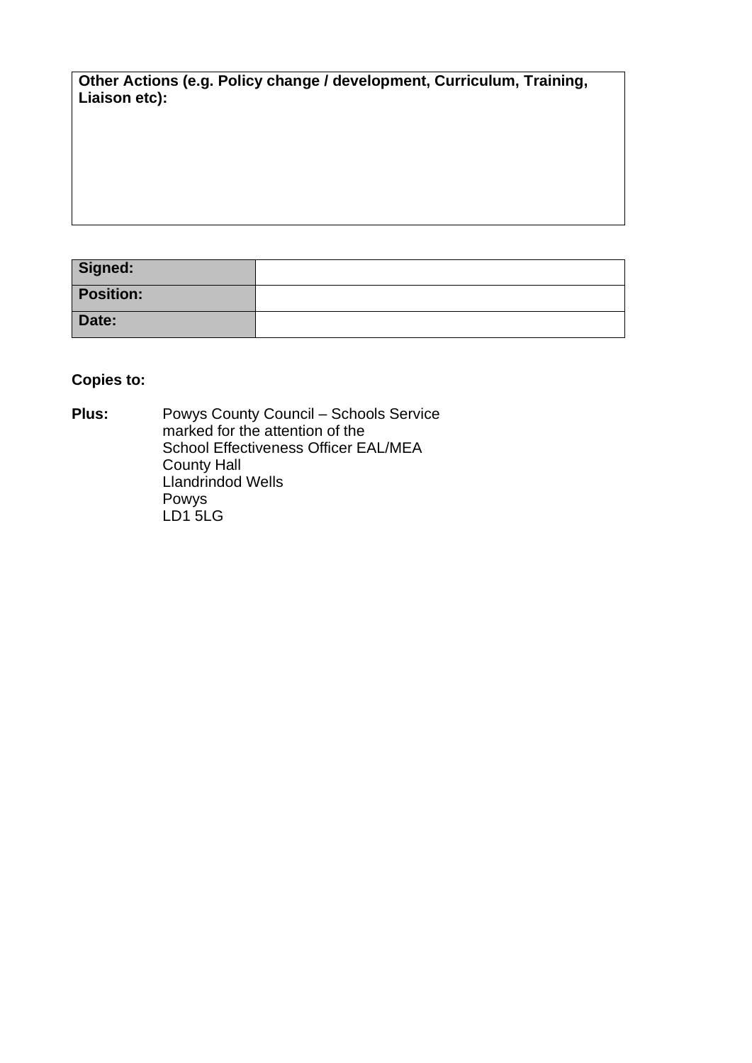| **Other Actions (e.g. Policy change / development, Curriculum, Training, Liaison etc):** |
| --- |
| |

| | |
| --- | --- |
| **Signed:** | |
| **Position:** | |
| **Date:** | |

**Copies to:**

**Plus:** Powys County Council – Schools Service
marked for the attention of the
School Effectiveness Officer EAL/MEA
County Hall
Llandrindod Wells
Powys
LD1 5LG